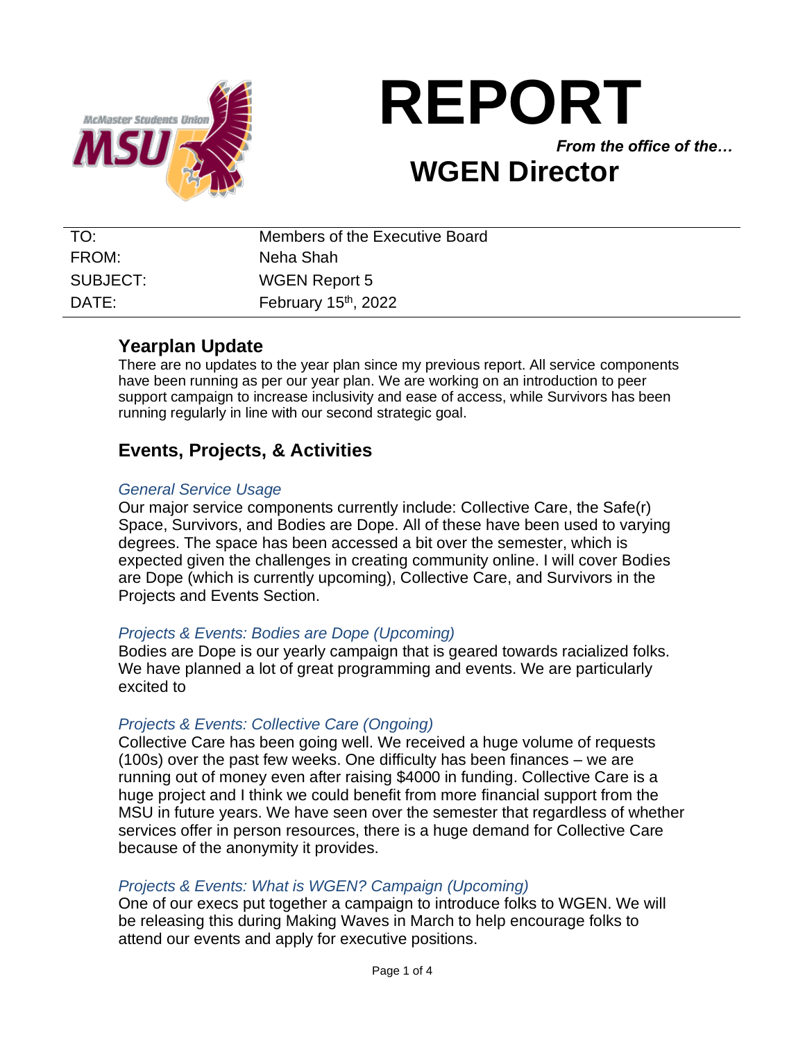# REPORT

*From the office of the…*

## WGEN Director

| | |
|---|---|
| TO: | Members of the Executive Board |
| FROM: | Neha Shah |
| SUBJECT: | WGEN Report 5 |
| DATE: | February 15th, 2022 |

## Yearplan Update

There are no updates to the year plan since my previous report. All service components have been running as per our year plan. We are working on an introduction to peer support campaign to increase inclusivity and ease of access, while Survivors has been running regularly in line with our second strategic goal.

## Events, Projects, & Activities

### *General Service Usage*

Our major service components currently include: Collective Care, the Safe(r) Space, Survivors, and Bodies are Dope. All of these have been used to varying degrees. The space has been accessed a bit over the semester, which is expected given the challenges in creating community online. I will cover Bodies are Dope (which is currently upcoming), Collective Care, and Survivors in the Projects and Events Section.

### *Projects & Events: Bodies are Dope (Upcoming)*

Bodies are Dope is our yearly campaign that is geared towards racialized folks. We have planned a lot of great programming and events. We are particularly excited to

### *Projects & Events: Collective Care (Ongoing)*

Collective Care has been going well. We received a huge volume of requests (100s) over the past few weeks. One difficulty has been finances – we are running out of money even after raising $4000 in funding. Collective Care is a huge project and I think we could benefit from more financial support from the MSU in future years. We have seen over the semester that regardless of whether services offer in person resources, there is a huge demand for Collective Care because of the anonymity it provides.

### *Projects & Events: What is WGEN? Campaign (Upcoming)*

One of our execs put together a campaign to introduce folks to WGEN. We will be releasing this during Making Waves in March to help encourage folks to attend our events and apply for executive positions.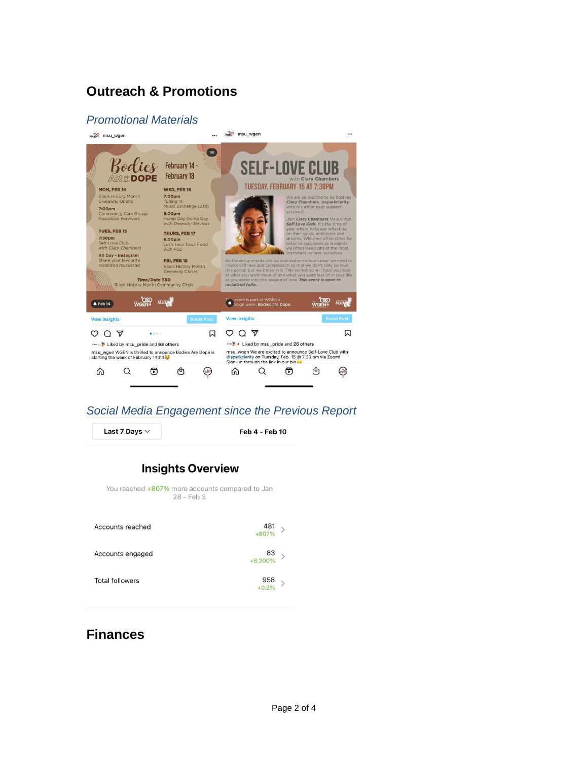# Outreach & Promotions

## *Promotional Materials*

msu_wgen

**Bodies ARE DOPE**
February 14 - February 18

**MON, FEB 14**
Black History Month Giveaway Opens
7:00pm
Community Care Group: Racialized Survivors

**TUES, FEB 15**
7:30pm
Self-Love Club
*with Clary Chambers*

All Day - Instagram
Share your favourite racialized musicians!

**WED, FEB 16**
7:00pm
Tuning In: Music Exchange (2.0!)
8:00pm
Hump Day Dump Day
*with Diversity Services*

**THURS, FEB 17**
6:00pm
Let's Taco 'bout Food
*with FCC*

**FRI, FEB 18**
Black History Month Giveaway Closes

**Time/Date TBD**
Black History Month Community Circle

Liked by msu_pride and 68 others

msu_wgen WGEN is thrilled to announce Bodies Are Dope is starting the week of February 14th!!

msu_wgen

**SELF-LOVE CLUB**
with Clary Chambers
TUESDAY, FEBRUARY 15 AT 7:30PM

We are so exciting to be hosting Clary Chambers, @sparkclarity, with the other peer support services!

Join Clary Chambers for a virtual *Self Love Club*. It's the time of year where folks are reflecting on their goals, ambitions and dreams. While we often strive for external successes as students we often lose sight of the most important person: ourselves.

As the assignments pile up and midterms loom near we need to invoke self love and compassion so that we don't only survive this period but we thrive in it. This workshop will have you look at what you want more of and what you want less of in your life as you enter into this season of love. *This event is open to racialized folks.*

This event is part of WGEN's campaign week, Bodies are Dope.

Liked by msu_pride and 26 others

msu_wgen We are excited to announce Self-Love Club with @sparkclarity on Tuesday, Feb. 15 @ 7:30 pm via Zoom! Sign-up through the link in our bio

## *Social Media Engagement since the Previous Report*

Last 7 Days — Feb 4 - Feb 10

### Insights Overview

You reached +807% more accounts compared to Jan 28 - Feb 3

| Metric | Value | Change |
| --- | --- | --- |
| Accounts reached | 481 | +807% |
| Accounts engaged | 83 | +8,200% |
| Total followers | 958 | +0.2% |

# Finances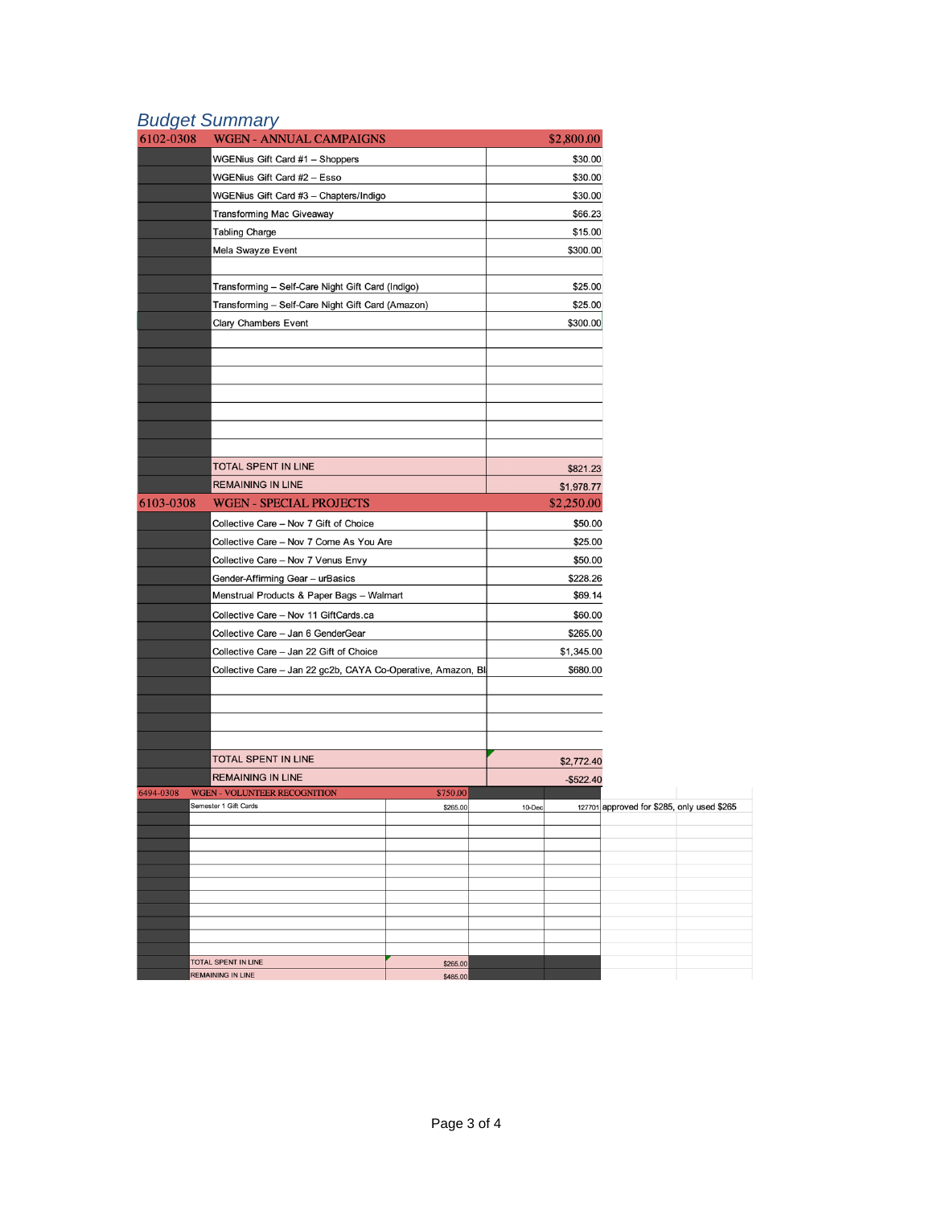## Budget Summary

| 6102-0308 | WGEN - ANNUAL CAMPAIGNS | $2,800.00 |
|---|---|---|
| | WGENius Gift Card #1 – Shoppers | $30.00 |
| | WGENius Gift Card #2 – Esso | $30.00 |
| | WGENius Gift Card #3 – Chapters/Indigo | $30.00 |
| | Transforming Mac Giveaway | $66.23 |
| | Tabling Charge | $15.00 |
| | Mela Swayze Event | $300.00 |
| | | |
| | Transforming – Self-Care Night Gift Card (Indigo) | $25.00 |
| | Transforming – Self-Care Night Gift Card (Amazon) | $25.00 |
| | Clary Chambers Event | $300.00 |
| | | |
| | | |
| | | |
| | | |
| | | |
| | | |
| | | |
| | TOTAL SPENT IN LINE | $821.23 |
| | REMAINING IN LINE | $1,978.77 |

| 6103-0308 | WGEN - SPECIAL PROJECTS | $2,250.00 |
|---|---|---|
| | Collective Care – Nov 7 Gift of Choice | $50.00 |
| | Collective Care – Nov 7 Come As You Are | $25.00 |
| | Collective Care – Nov 7 Venus Envy | $50.00 |
| | Gender-Affirming Gear – urBasics | $228.26 |
| | Menstrual Products & Paper Bags – Walmart | $69.14 |
| | Collective Care – Nov 11 GiftCards.ca | $60.00 |
| | Collective Care – Jan 6 GenderGear | $265.00 |
| | Collective Care – Jan 22 Gift of Choice | $1,345.00 |
| | Collective Care – Jan 22 gc2b, CAYA Co-Operative, Amazon, Bl | $680.00 |
| | | |
| | | |
| | | |
| | | |
| | TOTAL SPENT IN LINE | $2,772.40 |
| | REMAINING IN LINE | -$522.40 |

| 6494-0308 | WGEN - VOLUNTEER RECOGNITION | $750.00 | | | |
|---|---|---|---|---|---|
| | Semester 1 Gift Cards | $265.00 | 10-Dec | 127701 | approved for $285, only used $265 |
| | | | | | |
| | | | | | |
| | | | | | |
| | | | | | |
| | | | | | |
| | | | | | |
| | | | | | |
| | | | | | |
| | | | | | |
| | | | | | |
| | TOTAL SPENT IN LINE | $265.00 | | | |
| | REMAINING IN LINE | $485.00 | | | |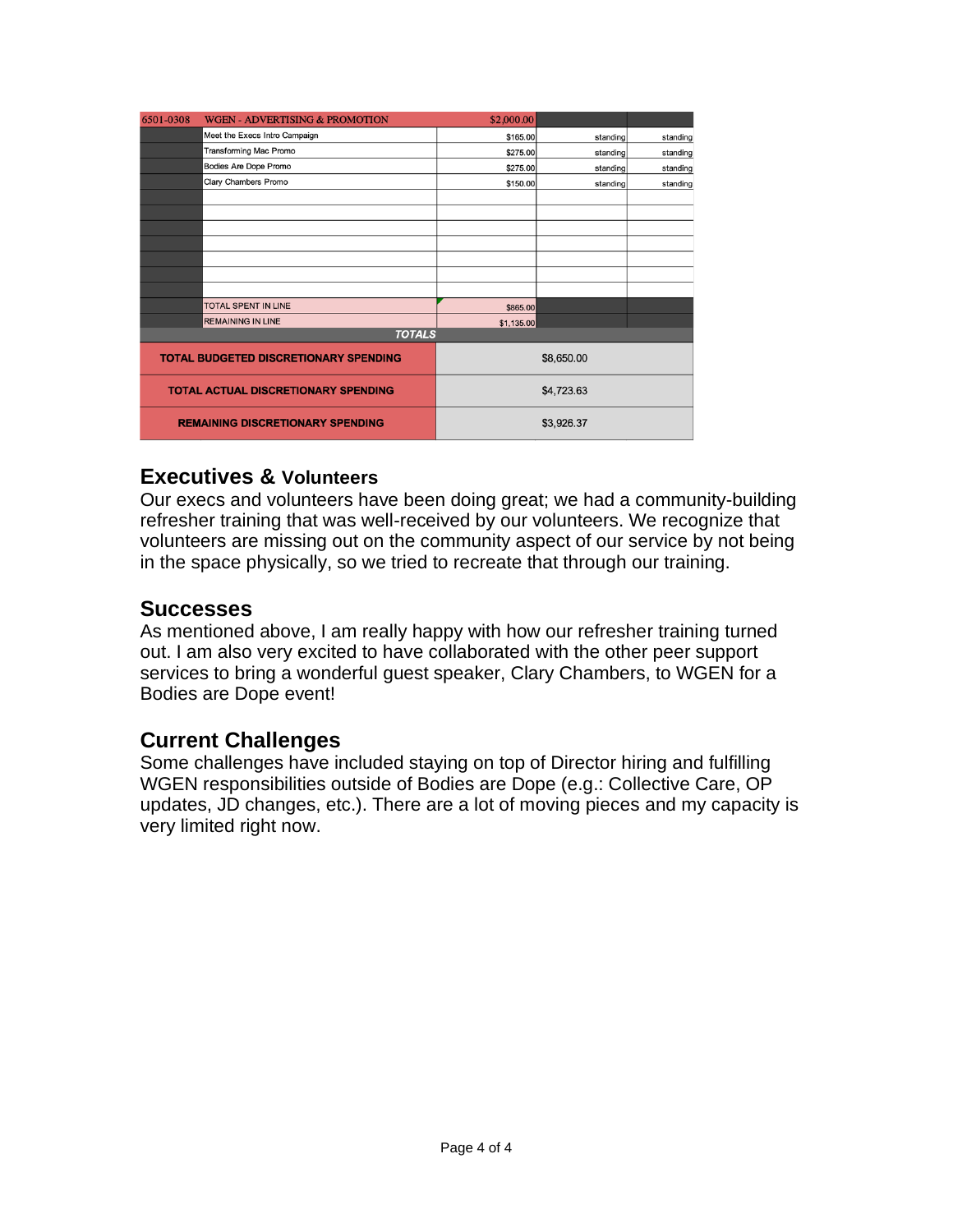| | | | | |
|---|---|---|---|---|
| 6501-0308 | WGEN - ADVERTISING & PROMOTION | $2,000.00 | | |
| | Meet the Execs Intro Campaign | $165.00 | standing | standing |
| | Transforming Mac Promo | $275.00 | standing | standing |
| | Bodies Are Dope Promo | $275.00 | standing | standing |
| | Clary Chambers Promo | $150.00 | standing | standing |
| | | | | |
| | | | | |
| | | | | |
| | | | | |
| | | | | |
| | | | | |
| | | | | |
| | TOTAL SPENT IN LINE | $865.00 | | |
| | REMAINING IN LINE | $1,135.00 | | |

| TOTALS | |
|---|---|
| TOTAL BUDGETED DISCRETIONARY SPENDING | $8,650.00 |
| TOTAL ACTUAL DISCRETIONARY SPENDING | $4,723.63 |
| REMAINING DISCRETIONARY SPENDING | $3,926.37 |

## Executives & Volunteers

Our execs and volunteers have been doing great; we had a community-building refresher training that was well-received by our volunteers. We recognize that volunteers are missing out on the community aspect of our service by not being in the space physically, so we tried to recreate that through our training.

## Successes

As mentioned above, I am really happy with how our refresher training turned out. I am also very excited to have collaborated with the other peer support services to bring a wonderful guest speaker, Clary Chambers, to WGEN for a Bodies are Dope event!

## Current Challenges

Some challenges have included staying on top of Director hiring and fulfilling WGEN responsibilities outside of Bodies are Dope (e.g.: Collective Care, OP updates, JD changes, etc.). There are a lot of moving pieces and my capacity is very limited right now.